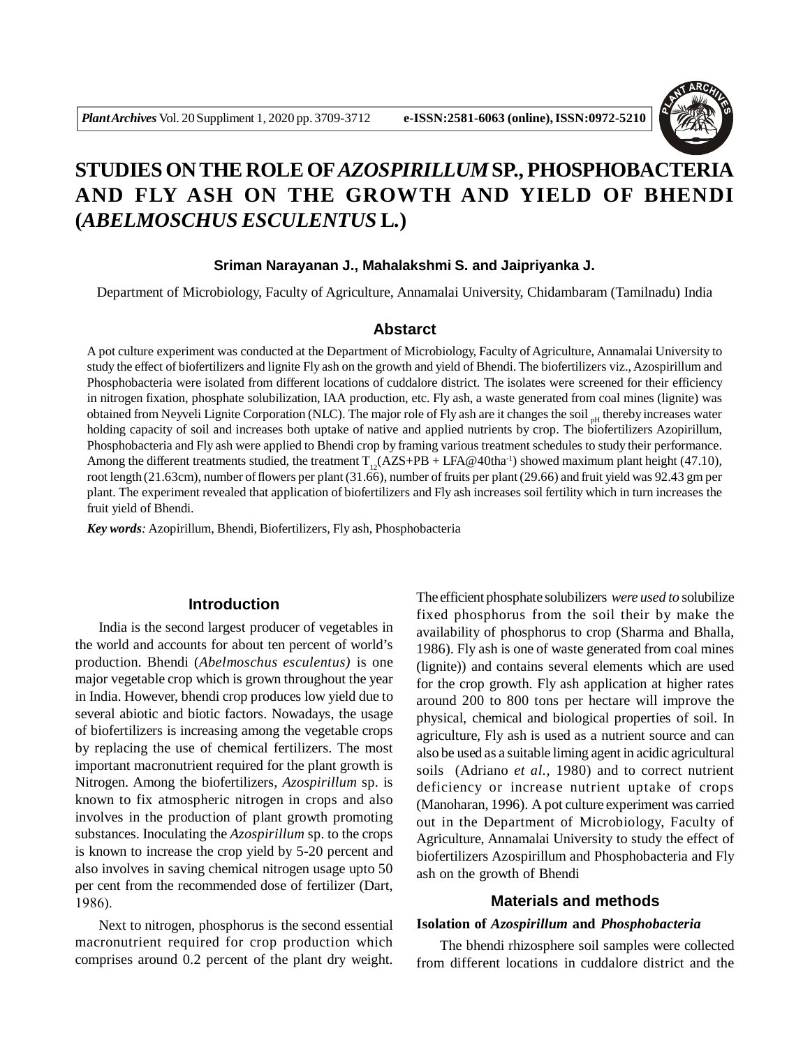# STUDIES ON THE ROLE OF *AZOSPIRILLUM* SP., PHOSPHOBACTERIA AND FLY ASH ON THE GROWTH AND YIELD OF BHENDI (*ABELMOSCHUS ESCULENTUS* L.)

**Sriman Narayanan J., Mahalakshmi S. and Jaipriyanka J.**

Department of Microbiology, Faculty of Agriculture, Annamalai University, Chidambaram (Tamilnadu) India

## Abstarct

A pot culture experiment was conducted at the Department of Microbiology, Faculty of Agriculture, Annamalai University to study the effect of biofertilizers and lignite Fly ash on the growth and yield of Bhendi. The biofertilizers viz., Azospirillum and Phosphobacteria were isolated from different locations of cuddalore district. The isolates were screened for their efficiency in nitrogen fixation, phosphate solubilization, IAA production, etc. Fly ash, a waste generated from coal mines (lignite) was obtained from Neyveli Lignite Corporation (NLC). The major role of Fly ash are it changes the soil $_{pH}$ thereby increases water holding capacity of soil and increases both uptake of native and applied nutrients by crop. The biofertilizers Azopirillum, Phosphobacteria and Fly ash were applied to Bhendi crop by framing various treatment schedules to study their performance. Among the different treatments studied, the treatment $T_{12}$(AZS+PB + LFA@40tha$^{-1}$) showed maximum plant height (47.10), root length (21.63cm), number of flowers per plant (31.66), number of fruits per plant (29.66) and fruit yield was 92.43 gm per plant. The experiment revealed that application of biofertilizers and Fly ash increases soil fertility which in turn increases the fruit yield of Bhendi.

***Key words**:* Azopirillum, Bhendi, Biofertilizers, Fly ash, Phosphobacteria

## Introduction

India is the second largest producer of vegetables in the world and accounts for about ten percent of world's production. Bhendi (*Abelmoschus esculentus)* is one major vegetable crop which is grown throughout the year in India. However, bhendi crop produces low yield due to several abiotic and biotic factors. Nowadays, the usage of biofertilizers is increasing among the vegetable crops by replacing the use of chemical fertilizers. The most important macronutrient required for the plant growth is Nitrogen. Among the biofertilizers, *Azospirillum* sp. is known to fix atmospheric nitrogen in crops and also involves in the production of plant growth promoting substances. Inoculating the *Azospirillum* sp. to the crops is known to increase the crop yield by 5-20 percent and also involves in saving chemical nitrogen usage upto 50 per cent from the recommended dose of fertilizer (Dart, 1986).

Next to nitrogen, phosphorus is the second essential macronutrient required for crop production which comprises around 0.2 percent of the plant dry weight. The efficient phosphate solubilizers *were used to* solubilize fixed phosphorus from the soil their by make the availability of phosphorus to crop (Sharma and Bhalla, 1986). Fly ash is one of waste generated from coal mines (lignite)) and contains several elements which are used for the crop growth. Fly ash application at higher rates around 200 to 800 tons per hectare will improve the physical, chemical and biological properties of soil. In agriculture, Fly ash is used as a nutrient source and can also be used as a suitable liming agent in acidic agricultural soils (Adriano *et al.*, 1980) and to correct nutrient deficiency or increase nutrient uptake of crops (Manoharan, 1996). A pot culture experiment was carried out in the Department of Microbiology, Faculty of Agriculture, Annamalai University to study the effect of biofertilizers Azospirillum and Phosphobacteria and Fly ash on the growth of Bhendi

## Materials and methods

### Isolation of *Azospirillum* and *Phosphobacteria*

The bhendi rhizosphere soil samples were collected from different locations in cuddalore district and the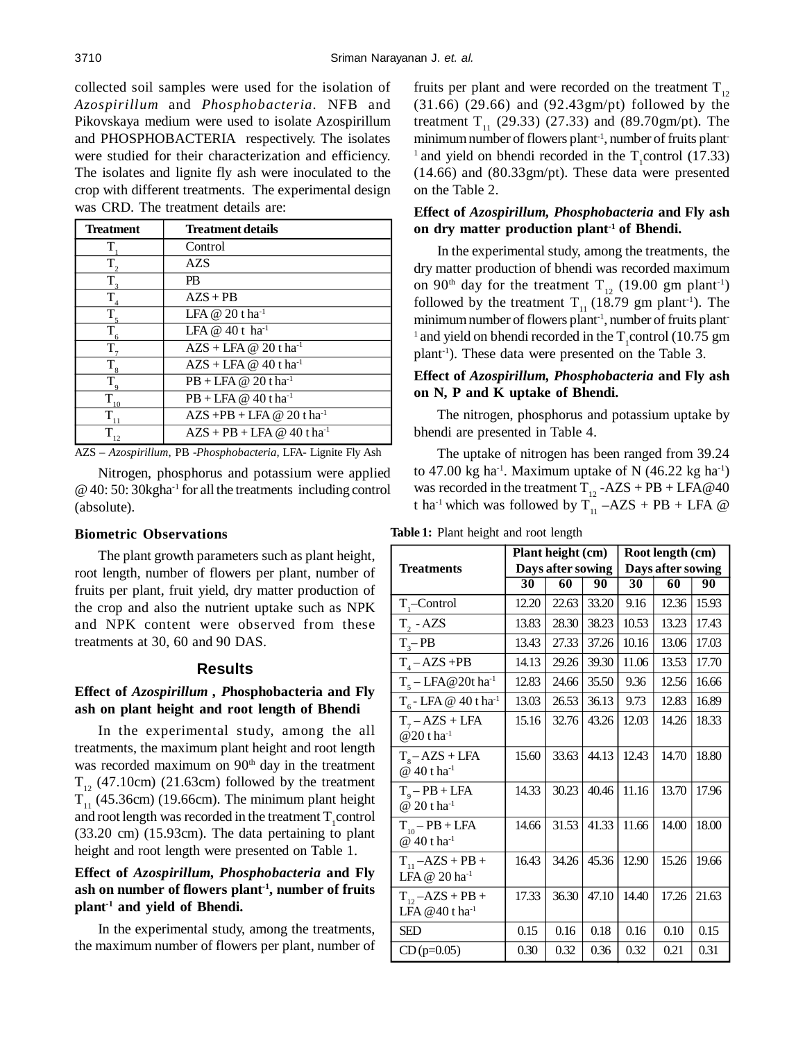collected soil samples were used for the isolation of *Azospirillum* and *Phosphobacteria*. NFB and Pikovskaya medium were used to isolate Azospirillum and PHOSPHOBACTERIA respectively. The isolates were studied for their characterization and efficiency. The isolates and lignite fly ash were inoculated to the crop with different treatments. The experimental design was CRD. The treatment details are:

| Treatment | Treatment details |
|---|---|
| $T_1$ | Control |
| $T_2$ | AZS |
| $T_3$ | PB |
| $T_4$ | AZS + PB |
| $T_5$ | LFA @ 20 t $ha^{-1}$ |
| $T_6$ | LFA @ 40 t $ha^{-1}$ |
| $T_7$ | AZS + LFA @ 20 t $ha^{-1}$ |
| $T_8$ | AZS + LFA @ 40 t $ha^{-1}$ |
| $T_9$ | PB + LFA @ 20 t $ha^{-1}$ |
| $T_{10}$ | PB + LFA @ 40 t $ha^{-1}$ |
| $T_{11}$ | AZS +PB + LFA @ 20 t $ha^{-1}$ |
| $T_{12}$ | AZS + PB + LFA @ 40 t $ha^{-1}$ |

AZS – *Azospirillum,* PB -*Phosphobacteria,* LFA- Lignite Fly Ash

Nitrogen, phosphorus and potassium were applied @ 40: 50: 30kg$ha^{-1}$ for all the treatments including control (absolute).

**Biometric Observations**

The plant growth parameters such as plant height, root length, number of flowers per plant, number of fruits per plant, fruit yield, dry matter production of the crop and also the nutrient uptake such as NPK and NPK content were observed from these treatments at 30, 60 and 90 DAS.

## Results

**Effect of *Azospirillum* , *P*hosphobacteria and Fly ash on plant height and root length of Bhendi**

In the experimental study, among the all treatments, the maximum plant height and root length was recorded maximum on $90^{th}$ day in the treatment $T_{12}$ (47.10cm) (21.63cm) followed by the treatment $T_{11}$ (45.36cm) (19.66cm). The minimum plant height and root length was recorded in the treatment $T_1$control (33.20 cm) (15.93cm). The data pertaining to plant height and root length were presented on Table 1.

**Effect of *Azospirillum, Phosphobacteria* and Fly ash on number of flowers plant$^{-1}$, number of fruits plant$^{-1}$ and yield of Bhendi.**

In the experimental study, among the treatments, the maximum number of flowers per plant, number of fruits per plant and were recorded on the treatment $T_{12}$ (31.66) (29.66) and (92.43gm/pt) followed by the treatment $T_{11}$ (29.33) (27.33) and (89.70gm/pt). The minimum number of flowers plant$^{-1}$, number of fruits plant$^{-1}$ and yield on bhendi recorded in the $T_1$control (17.33) (14.66) and (80.33gm/pt). These data were presented on the Table 2.

**Effect of *Azospirillum, Phosphobacteria* and Fly ash on dry matter production plant$^{-1}$ of Bhendi.**

In the experimental study, among the treatments, the dry matter production of bhendi was recorded maximum on $90^{th}$ day for the treatment $T_{12}$ (19.00 gm plant$^{-1}$) followed by the treatment $T_{11}$ (18.79 gm plant$^{-1}$). The minimum number of flowers plant$^{-1}$, number of fruits plant$^{-1}$ and yield on bhendi recorded in the $T_1$control (10.75 gm plant$^{-1}$). These data were presented on the Table 3.

**Effect of *Azospirillum, Phosphobacteria* and Fly ash on N, P and K uptake of Bhendi.**

The nitrogen, phosphorus and potassium uptake by bhendi are presented in Table 4.

The uptake of nitrogen has been ranged from 39.24 to 47.00 kg $ha^{-1}$. Maximum uptake of N (46.22 kg $ha^{-1}$) was recorded in the treatment $T_{12}$ -AZS + PB + LFA@40 t $ha^{-1}$ which was followed by $T_{11}$ –AZS + PB + LFA @

**Table 1:** Plant height and root length

| Treatments | Plant height (cm) Days after sowing | | | Root length (cm) Days after sowing | | |
|---|---|---|---|---|---|---|
| | 30 | 60 | 90 | 30 | 60 | 90 |
| $T_1$–Control | 12.20 | 22.63 | 33.20 | 9.16 | 12.36 | 15.93 |
| $T_2$ - AZS | 13.83 | 28.30 | 38.23 | 10.53 | 13.23 | 17.43 |
| $T_3$– PB | 13.43 | 27.33 | 37.26 | 10.16 | 13.06 | 17.03 |
| $T_4$ – AZS +PB | 14.13 | 29.26 | 39.30 | 11.06 | 13.53 | 17.70 |
| $T_5$ – LFA@20t $ha^{-1}$ | 12.83 | 24.66 | 35.50 | 9.36 | 12.56 | 16.66 |
| $T_6$ - LFA @ 40 t $ha^{-1}$ | 13.03 | 26.53 | 36.13 | 9.73 | 12.83 | 16.89 |
| $T_7$ – AZS + LFA @20 t $ha^{-1}$ | 15.16 | 32.76 | 43.26 | 12.03 | 14.26 | 18.33 |
| $T_8$ – AZS + LFA @ 40 t $ha^{-1}$ | 15.60 | 33.63 | 44.13 | 12.43 | 14.70 | 18.80 |
| $T_9$ – PB + LFA @ 20 t $ha^{-1}$ | 14.33 | 30.23 | 40.46 | 11.16 | 13.70 | 17.96 |
| $T_{10}$ – PB + LFA @ 40 t $ha^{-1}$ | 14.66 | 31.53 | 41.33 | 11.66 | 14.00 | 18.00 |
| $T_{11}$ –AZS + PB + LFA @ 20 $ha^{-1}$ | 16.43 | 34.26 | 45.36 | 12.90 | 15.26 | 19.66 |
| $T_{12}$ –AZS + PB + LFA @40 t $ha^{-1}$ | 17.33 | 36.30 | 47.10 | 14.40 | 17.26 | 21.63 |
| SED | 0.15 | 0.16 | 0.18 | 0.16 | 0.10 | 0.15 |
| CD (p=0.05) | 0.30 | 0.32 | 0.36 | 0.32 | 0.21 | 0.31 |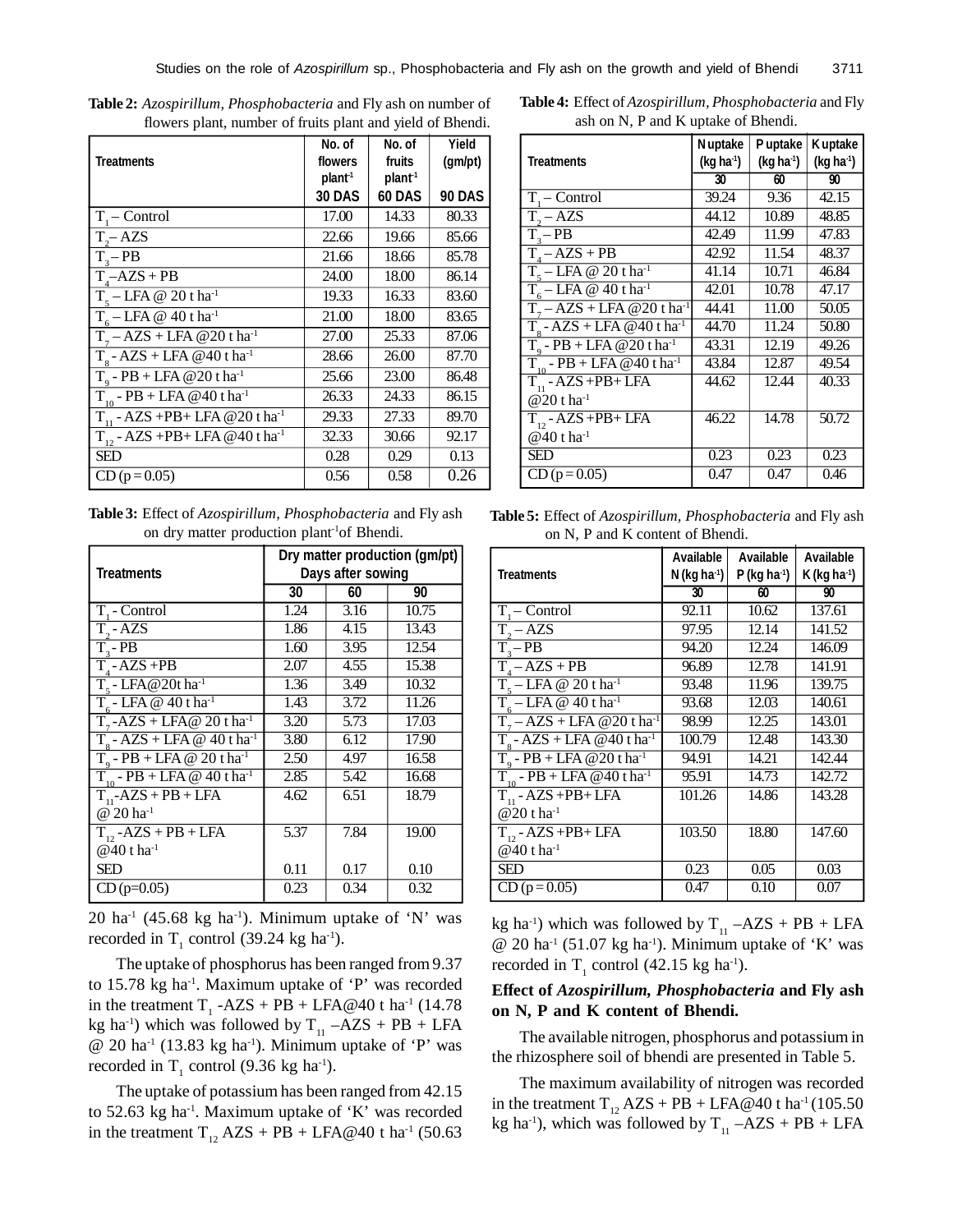**Table 2:** *Azospirillum, Phosphobacteria* and Fly ash on number of flowers plant, number of fruits plant and yield of Bhendi.

| Treatments | No. of flowers plant$^{-1}$ 30 DAS | No. of fruits plant$^{-1}$ 60 DAS | Yield (gm/pt) 90 DAS |
|---|---|---|---|
| $T_1$ – Control | 17.00 | 14.33 | 80.33 |
| $T_2$ – AZS | 22.66 | 19.66 | 85.66 |
| $T_3$ – PB | 21.66 | 18.66 | 85.78 |
| $T_4$ –AZS + PB | 24.00 | 18.00 | 86.14 |
| $T_5$ – LFA @ 20 t ha$^{-1}$ | 19.33 | 16.33 | 83.60 |
| $T_6$ – LFA @ 40 t ha$^{-1}$ | 21.00 | 18.00 | 83.65 |
| $T_7$ – AZS + LFA @20 t ha$^{-1}$ | 27.00 | 25.33 | 87.06 |
| $T_8$ - AZS + LFA @40 t ha$^{-1}$ | 28.66 | 26.00 | 87.70 |
| $T_9$ - PB + LFA @20 t ha$^{-1}$ | 25.66 | 23.00 | 86.48 |
| $T_{10}$ - PB + LFA @40 t ha$^{-1}$ | 26.33 | 24.33 | 86.15 |
| $T_{11}$ - AZS +PB+ LFA @20 t ha$^{-1}$ | 29.33 | 27.33 | 89.70 |
| $T_{12}$ - AZS +PB+ LFA @40 t ha$^{-1}$ | 32.33 | 30.66 | 92.17 |
| SED | 0.28 | 0.29 | 0.13 |
| CD (p = 0.05) | 0.56 | 0.58 | 0.26 |

**Table 3:** Effect of *Azospirillum, Phosphobacteria* and Fly ash on dry matter production plant$^{-1}$of Bhendi.

| Treatments | Dry matter production (gm/pt) Days after sowing | | |
|---|---|---|---|
| | 30 | 60 | 90 |
| $T_1$ - Control | 1.24 | 3.16 | 10.75 |
| $T_2$ - AZS | 1.86 | 4.15 | 13.43 |
| $T_3$ - PB | 1.60 | 3.95 | 12.54 |
| $T_4$ - AZS +PB | 2.07 | 4.55 | 15.38 |
| $T_5$ - LFA@20t ha$^{-1}$ | 1.36 | 3.49 | 10.32 |
| $T_6$ - LFA @ 40 t ha$^{-1}$ | 1.43 | 3.72 | 11.26 |
| $T_7$ -AZS + LFA@ 20 t ha$^{-1}$ | 3.20 | 5.73 | 17.03 |
| $T_8$ - AZS + LFA @ 40 t ha$^{-1}$ | 3.80 | 6.12 | 17.90 |
| $T_9$ - PB + LFA @ 20 t ha$^{-1}$ | 2.50 | 4.97 | 16.58 |
| $T_{10}$ - PB + LFA @ 40 t ha$^{-1}$ | 2.85 | 5.42 | 16.68 |
| $T_{11}$-AZS + PB + LFA @ 20 ha$^{-1}$ | 4.62 | 6.51 | 18.79 |
| $T_{12}$ -AZS + PB + LFA @40 t ha$^{-1}$ | 5.37 | 7.84 | 19.00 |
| SED | 0.11 | 0.17 | 0.10 |
| CD (p=0.05) | 0.23 | 0.34 | 0.32 |

20 ha$^{-1}$ (45.68 kg ha$^{-1}$). Minimum uptake of 'N' was recorded in $T_1$ control (39.24 kg ha$^{-1}$).

The uptake of phosphorus has been ranged from 9.37 to 15.78 kg ha$^{-1}$. Maximum uptake of 'P' was recorded in the treatment $T_1$ -AZS + PB + LFA@40 t ha$^{-1}$ (14.78 kg ha$^{-1}$) which was followed by $T_{11}$ –AZS + PB + LFA @ 20 ha$^{-1}$ (13.83 kg ha$^{-1}$). Minimum uptake of 'P' was recorded in $T_1$ control (9.36 kg ha$^{-1}$).

The uptake of potassium has been ranged from 42.15 to 52.63 kg ha$^{-1}$. Maximum uptake of 'K' was recorded in the treatment $T_{12}$ AZS + PB + LFA@40 t ha$^{-1}$ (50.63

**Table 4:** Effect of *Azospirillum, Phosphobacteria* and Fly ash on N, P and K uptake of Bhendi.

| Treatments | N uptake (kg ha$^{-1}$) 30 | P uptake (kg ha$^{-1}$) 60 | K uptake (kg ha$^{-1}$) 90 |
|---|---|---|---|
| $T_1$ – Control | 39.24 | 9.36 | 42.15 |
| $T_2$ – AZS | 44.12 | 10.89 | 48.85 |
| $T_3$ – PB | 42.49 | 11.99 | 47.83 |
| $T_4$ – AZS + PB | 42.92 | 11.54 | 48.37 |
| $T_5$ – LFA @ 20 t ha$^{-1}$ | 41.14 | 10.71 | 46.84 |
| $T_6$ – LFA @ 40 t ha$^{-1}$ | 42.01 | 10.78 | 47.17 |
| $T_7$ – AZS + LFA @20 t ha$^{-1}$ | 44.41 | 11.00 | 50.05 |
| $T_8$ - AZS + LFA @40 t ha$^{-1}$ | 44.70 | 11.24 | 50.80 |
| $T_9$ - PB + LFA @20 t ha$^{-1}$ | 43.31 | 12.19 | 49.26 |
| $T_{10}$ - PB + LFA @40 t ha$^{-1}$ | 43.84 | 12.87 | 49.54 |
| $T_{11}$ - AZS +PB+ LFA @20 t ha$^{-1}$ | 44.62 | 12.44 | 40.33 |
| $T_{12}$ - AZS +PB+ LFA @40 t ha$^{-1}$ | 46.22 | 14.78 | 50.72 |
| SED | 0.23 | 0.23 | 0.23 |
| CD (p = 0.05) | 0.47 | 0.47 | 0.46 |

**Table 5:** Effect of *Azospirillum, Phosphobacteria* and Fly ash on N, P and K content of Bhendi.

| Treatments | Available N (kg ha$^{-1}$) 30 | Available P (kg ha$^{-1}$) 60 | Available K (kg ha$^{-1}$) 90 |
|---|---|---|---|
| $T_1$ – Control | 92.11 | 10.62 | 137.61 |
| $T_2$ – AZS | 97.95 | 12.14 | 141.52 |
| $T_3$ – PB | 94.20 | 12.24 | 146.09 |
| $T_4$ – AZS + PB | 96.89 | 12.78 | 141.91 |
| $T_5$ – LFA @ 20 t ha$^{-1}$ | 93.48 | 11.96 | 139.75 |
| $T_6$ – LFA @ 40 t ha$^{-1}$ | 93.68 | 12.03 | 140.61 |
| $T_7$ – AZS + LFA @20 t ha$^{-1}$ | 98.99 | 12.25 | 143.01 |
| $T_8$ - AZS + LFA @40 t ha$^{-1}$ | 100.79 | 12.48 | 143.30 |
| $T_9$ - PB + LFA @20 t ha$^{-1}$ | 94.91 | 14.21 | 142.44 |
| $T_{10}$ - PB + LFA @40 t ha$^{-1}$ | 95.91 | 14.73 | 142.72 |
| $T_{11}$ - AZS +PB+ LFA @20 t ha$^{-1}$ | 101.26 | 14.86 | 143.28 |
| $T_{12}$ - AZS +PB+ LFA @40 t ha$^{-1}$ | 103.50 | 18.80 | 147.60 |
| SED | 0.23 | 0.05 | 0.03 |
| CD (p = 0.05) | 0.47 | 0.10 | 0.07 |

kg ha$^{-1}$) which was followed by $T_{11}$ –AZS + PB + LFA @ 20 ha$^{-1}$ (51.07 kg ha$^{-1}$). Minimum uptake of 'K' was recorded in $T_1$ control (42.15 kg ha$^{-1}$).

### Effect of *Azospirillum, Phosphobacteria* and Fly ash on N, P and K content of Bhendi.

The available nitrogen, phosphorus and potassium in the rhizosphere soil of bhendi are presented in Table 5.

The maximum availability of nitrogen was recorded in the treatment $T_{12}$ AZS + PB + LFA@40 t ha$^{-1}$ (105.50 kg ha$^{-1}$), which was followed by $T_{11}$ –AZS + PB + LFA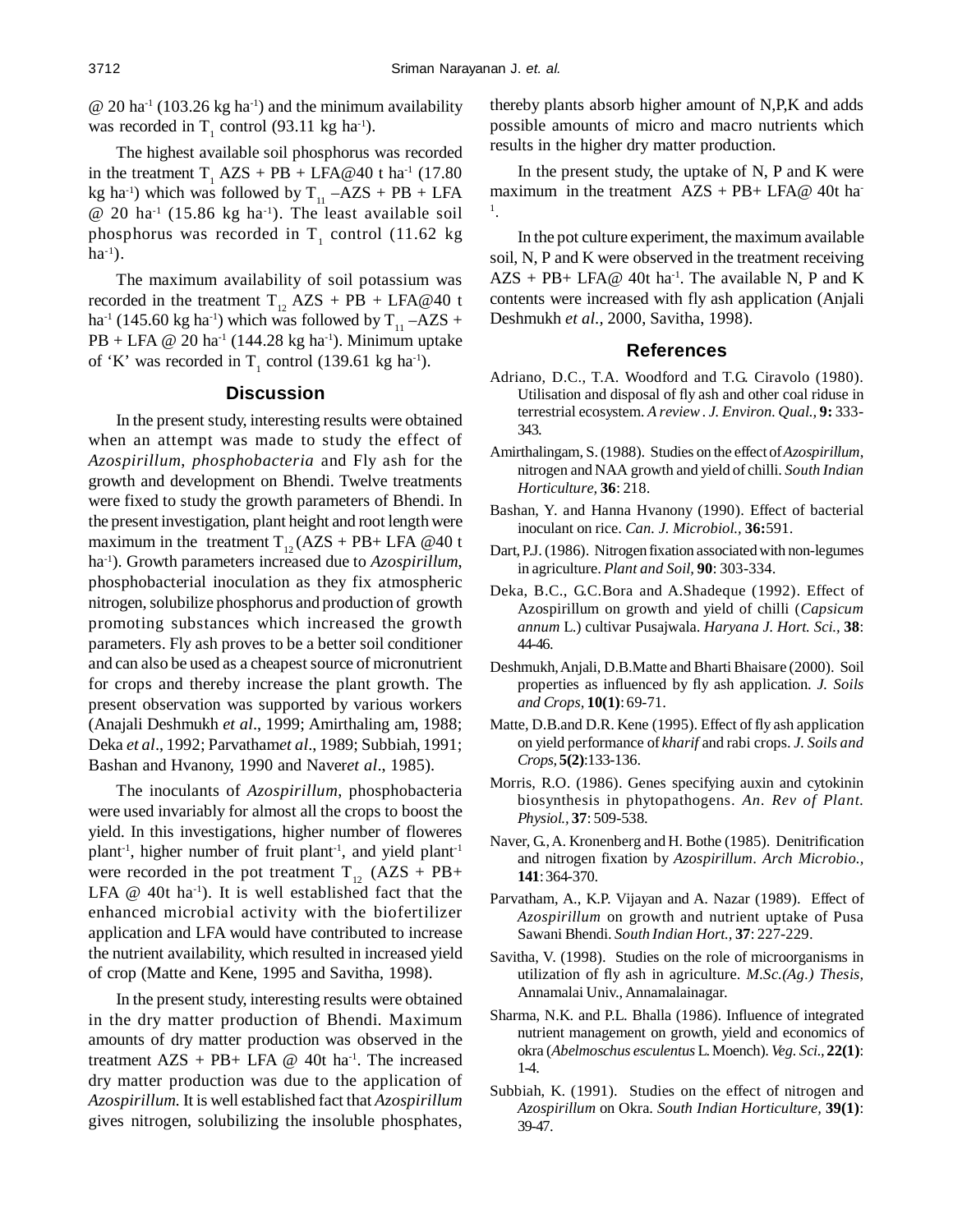@ 20 $ha^{-1}$ (103.26 kg $ha^{-1}$) and the minimum availability was recorded in $T_1$ control (93.11 kg $ha^{-1}$).

The highest available soil phosphorus was recorded in the treatment $T_1$ AZS + PB + LFA@40 t $ha^{-1}$ (17.80 kg $ha^{-1}$) which was followed by $T_{11}$ –AZS + PB + LFA @ 20 $ha^{-1}$ (15.86 kg $ha^{-1}$). The least available soil phosphorus was recorded in $T_1$ control (11.62 kg $ha^{-1}$).

The maximum availability of soil potassium was recorded in the treatment $T_{12}$ AZS + PB + LFA@40 t $ha^{-1}$ (145.60 kg $ha^{-1}$) which was followed by $T_{11}$ –AZS + PB + LFA @ 20 $ha^{-1}$ (144.28 kg $ha^{-1}$). Minimum uptake of 'K' was recorded in $T_1$ control (139.61 kg $ha^{-1}$).

## Discussion

In the present study, interesting results were obtained when an attempt was made to study the effect of *Azospirillum*, *phosphobacteria* and Fly ash for the growth and development on Bhendi. Twelve treatments were fixed to study the growth parameters of Bhendi. In the present investigation, plant height and root length were maximum in the treatment $T_{12}$ (AZS + PB+ LFA @40 t $ha^{-1}$). Growth parameters increased due to *Azospirillum*, phosphobacterial inoculation as they fix atmospheric nitrogen, solubilize phosphorus and production of growth promoting substances which increased the growth parameters. Fly ash proves to be a better soil conditioner and can also be used as a cheapest source of micronutrient for crops and thereby increase the plant growth. The present observation was supported by various workers (Anajali Deshmukh *et al*., 1999; Amirthaling am, 1988; Deka *et al*., 1992; Parvatham*et al*., 1989; Subbiah, 1991; Bashan and Hvanony, 1990 and Naver*et al*., 1985).

The inoculants of *Azospirillum*, phosphobacteria were used invariably for almost all the crops to boost the yield. In this investigations, higher number of floweres $plant^{-1}$, higher number of fruit $plant^{-1}$, and yield $plant^{-1}$ were recorded in the pot treatment $T_{12}$ (AZS + PB+ LFA @ 40t $ha^{-1}$). It is well established fact that the enhanced microbial activity with the biofertilizer application and LFA would have contributed to increase the nutrient availability, which resulted in increased yield of crop (Matte and Kene, 1995 and Savitha, 1998).

In the present study, interesting results were obtained in the dry matter production of Bhendi. Maximum amounts of dry matter production was observed in the treatment AZS + PB+ LFA @ 40t $ha^{-1}$. The increased dry matter production was due to the application of *Azospirillum.* It is well established fact that *Azospirillum* gives nitrogen, solubilizing the insoluble phosphates, thereby plants absorb higher amount of N,P,K and adds possible amounts of micro and macro nutrients which results in the higher dry matter production.

In the present study, the uptake of N, P and K were maximum in the treatment AZS + PB+ LFA@ 40t $ha^{-1}$.

In the pot culture experiment, the maximum available soil, N, P and K were observed in the treatment receiving AZS + PB+ LFA@ 40t $ha^{-1}$. The available N, P and K contents were increased with fly ash application (Anjali Deshmukh *et al.,* 2000, Savitha, 1998).

## References

Adriano, D.C., T.A. Woodford and T.G. Ciravolo (1980). Utilisation and disposal of fly ash and other coal riduse in terrestrial ecosystem. *A review . J. Environ. Qual.,* **9:** 333-343.

Amirthalingam, S. (1988). Studies on the effect of *Azospirillum*, nitrogen and NAA growth and yield of chilli. *South Indian Horticulture,* **36**: 218.

Bashan, Y. and Hanna Hvanony (1990). Effect of bacterial inoculant on rice. *Can. J. Microbiol.,* **36:**591.

Dart, P.J. (1986). Nitrogen fixation associated with non-legumes in agriculture. *Plant and Soil,* **90**: 303-334.

Deka, B.C., G.C.Bora and A.Shadeque (1992). Effect of Azospirillum on growth and yield of chilli (*Capsicum annum* L.) cultivar Pusajwala. *Haryana J. Hort. Sci.,* **38**: 44-46.

Deshmukh, Anjali, D.B.Matte and Bharti Bhaisare (2000). Soil properties as influenced by fly ash application. *J. Soils and Crops,* **10(1)**: 69-71.

Matte, D.B.and D.R. Kene (1995). Effect of fly ash application on yield performance of *kharif* and rabi crops. *J. Soils and Crops,* **5(2)**:133-136.

Morris, R.O. (1986). Genes specifying auxin and cytokinin biosynthesis in phytopathogens. *An. Rev of Plant. Physiol.,* **37**: 509-538.

Naver, G., A. Kronenberg and H. Bothe (1985). Denitrification and nitrogen fixation by *Azospirillum*. *Arch Microbio.,* **141**: 364-370.

Parvatham, A., K.P. Vijayan and A. Nazar (1989). Effect of *Azospirillum* on growth and nutrient uptake of Pusa Sawani Bhendi. *South Indian Hort.,* **37**: 227-229.

Savitha, V. (1998). Studies on the role of microorganisms in utilization of fly ash in agriculture. *M.Sc.(Ag.) Thesis,* Annamalai Univ., Annamalainagar.

Sharma, N.K. and P.L. Bhalla (1986). Influence of integrated nutrient management on growth, yield and economics of okra (*Abelmoschus esculentus* L. Moench). *Veg. Sci.,* **22(1)**: 1-4.

Subbiah, K. (1991). Studies on the effect of nitrogen and *Azospirillum* on Okra. *South Indian Horticulture,* **39(1)**: 39-47.